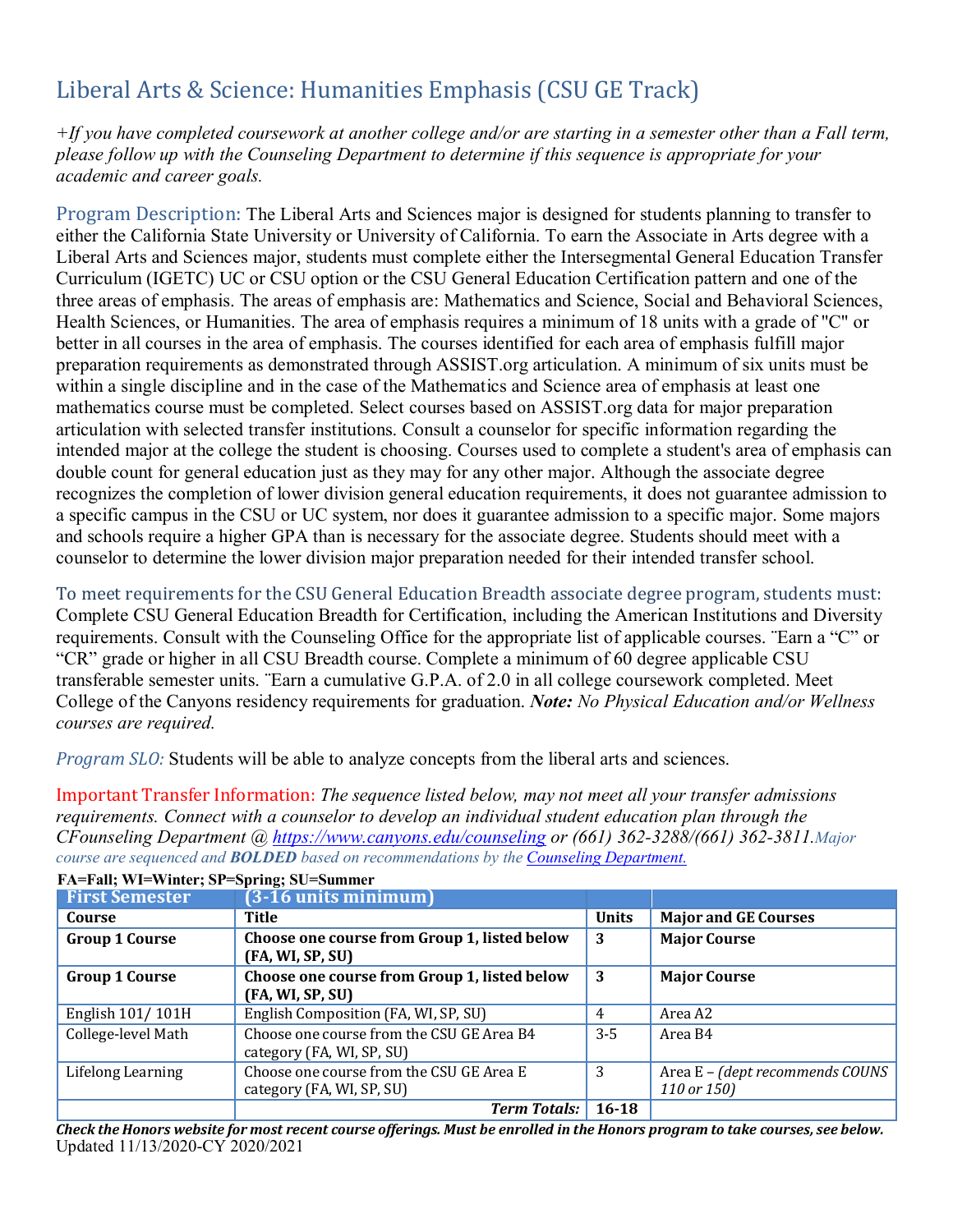# Liberal Arts & Science: Humanities Emphasis (CSU GE Track)

*+If you have completed coursework at another college and/or are starting in a semester other than a Fall term, please follow up with the Counseling Department to determine if this sequence is appropriate for your academic and career goals.*

Program Description: The Liberal Arts and Sciences major is designed for students planning to transfer to either the California State University or University of California. To earn the Associate in Arts degree with a Liberal Arts and Sciences major, students must complete either the Intersegmental General Education Transfer Curriculum (IGETC) UC or CSU option or the CSU General Education Certification pattern and one of the three areas of emphasis. The areas of emphasis are: Mathematics and Science, Social and Behavioral Sciences, Health Sciences, or Humanities. The area of emphasis requires a minimum of 18 units with a grade of "C" or better in all courses in the area of emphasis. The courses identified for each area of emphasis fulfill major preparation requirements as demonstrated through ASSIST.org articulation. A minimum of six units must be within a single discipline and in the case of the Mathematics and Science area of emphasis at least one mathematics course must be completed. Select courses based on ASSIST.org data for major preparation articulation with selected transfer institutions. Consult a counselor for specific information regarding the intended major at the college the student is choosing. Courses used to complete a student's area of emphasis can double count for general education just as they may for any other major. Although the associate degree recognizes the completion of lower division general education requirements, it does not guarantee admission to a specific campus in the CSU or UC system, nor does it guarantee admission to a specific major. Some majors and schools require a higher GPA than is necessary for the associate degree. Students should meet with a counselor to determine the lower division major preparation needed for their intended transfer school.

To meet requirements for the CSU General Education Breadth associate degree program, students must: Complete CSU General Education Breadth for Certification, including the American Institutions and Diversity requirements. Consult with the Counseling Office for the appropriate list of applicable courses. ¨Earn a "C" or "CR" grade or higher in all CSU Breadth course. Complete a minimum of 60 degree applicable CSU transferable semester units. ¨Earn a cumulative G.P.A. of 2.0 in all college coursework completed. Meet College of the Canyons residency requirements for graduation. ***Note:*** *No Physical Education and/or Wellness courses are required.*

*Program SLO:* Students will be able to analyze concepts from the liberal arts and sciences.

Important Transfer Information: *The sequence listed below, may not meet all your transfer admissions requirements. Connect with a counselor to develop an individual student education plan through the CFounseling Department @ https://www.canyons.edu/counseling or (661) 362-3288/(661) 362-3811. Major course are sequenced and **BOLDED** based on recommendations by the Counseling Department.*

**FA=Fall; WI=Winter; SP=Spring; SU=Summer**

| **First Semester** | **(3-16 units minimum)** | | |
|---|---|---|---|
| **Course** | **Title** | **Units** | **Major and GE Courses** |
| **Group 1 Course** | **Choose one course from Group 1, listed below (FA, WI, SP, SU)** | **3** | **Major Course** |
| **Group 1 Course** | **Choose one course from Group 1, listed below (FA, WI, SP, SU)** | **3** | **Major Course** |
| English 101/ 101H | English Composition (FA, WI, SP, SU) | 4 | Area A2 |
| College-level Math | Choose one course from the CSU GE Area B4 category (FA, WI, SP, SU) | 3-5 | Area B4 |
| Lifelong Learning | Choose one course from the CSU GE Area E category (FA, WI, SP, SU) | 3 | Area E – *(dept recommends COUNS 110 or 150)* |
| | ***Term Totals:*** | **16-18** | |

***Check the Honors website for most recent course offerings. Must be enrolled in the Honors program to take courses, see below.***

Updated 11/13/2020-CY 2020/2021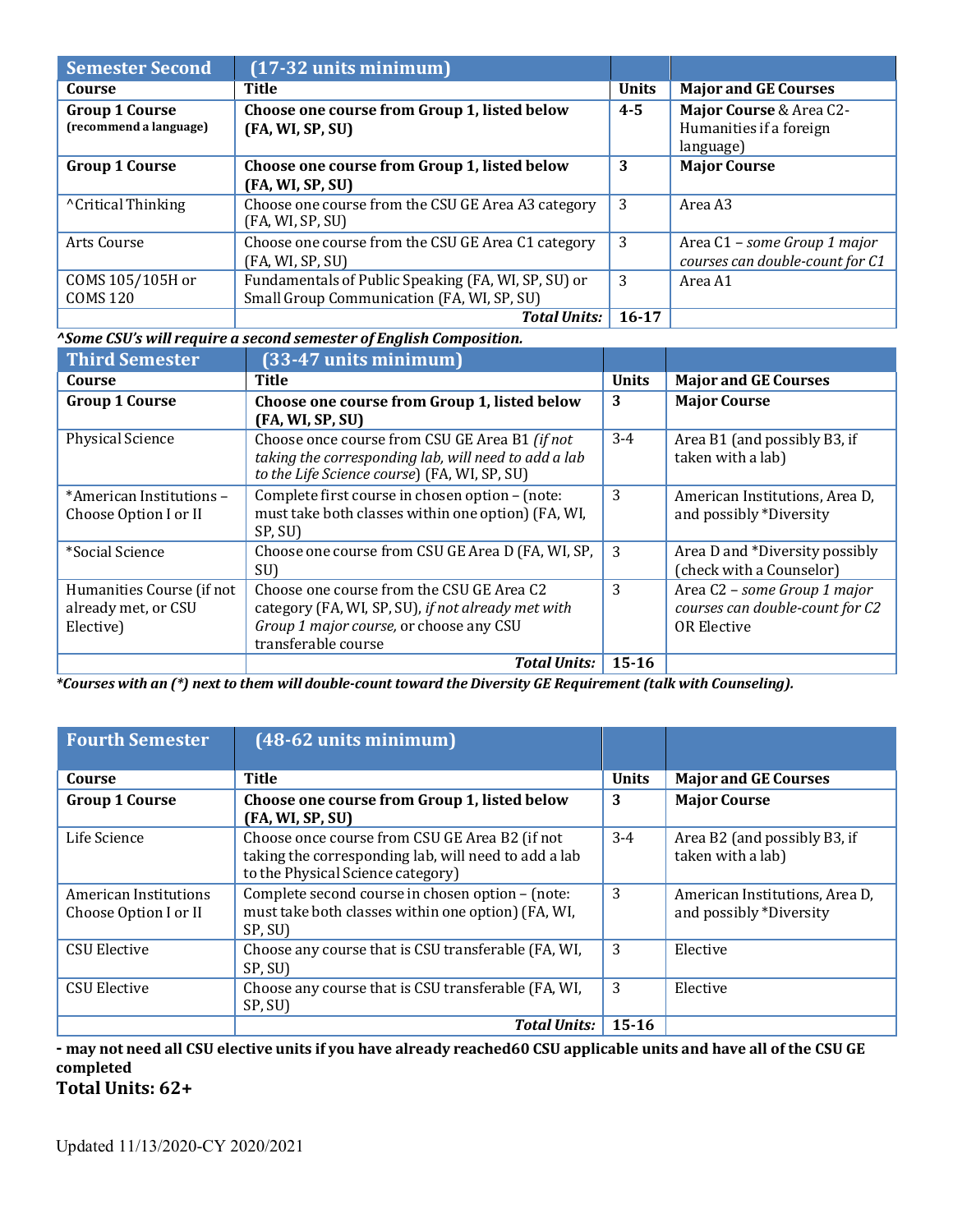| Semester Second | (17-32 units minimum) | | |
|---|---|---|---|
| **Course** | **Title** | **Units** | **Major and GE Courses** |
| **Group 1 Course** **(recommend a language)** | **Choose one course from Group 1, listed below (FA, WI, SP, SU)** | **4-5** | **Major Course** & Area C2- Humanities if a foreign language) |
| **Group 1 Course** | **Choose one course from Group 1, listed below (FA, WI, SP, SU)** | **3** | **Major Course** |
| ^Critical Thinking | Choose one course from the CSU GE Area A3 category (FA, WI, SP, SU) | 3 | Area A3 |
| Arts Course | Choose one course from the CSU GE Area C1 category (FA, WI, SP, SU) | 3 | Area C1 – *some Group 1 major courses can double-count for C1* |
| COMS 105/105H or COMS 120 | Fundamentals of Public Speaking (FA, WI, SP, SU) or Small Group Communication (FA, WI, SP, SU) | 3 | Area A1 |
| | ***Total Units:*** | **16-17** | |

***^Some CSU's will require a second semester of English Composition.***

| Third Semester | (33-47 units minimum) | | |
|---|---|---|---|
| **Course** | **Title** | **Units** | **Major and GE Courses** |
| **Group 1 Course** | **Choose one course from Group 1, listed below (FA, WI, SP, SU)** | **3** | **Major Course** |
| Physical Science | Choose once course from CSU GE Area B1 *(if not taking the corresponding lab, will need to add a lab to the Life Science course)* (FA, WI, SP, SU) | 3-4 | Area B1 (and possibly B3, if taken with a lab) |
| *American Institutions – Choose Option I or II | Complete first course in chosen option – (note: must take both classes within one option) (FA, WI, SP, SU) | 3 | American Institutions, Area D, and possibly *Diversity |
| *Social Science | Choose one course from CSU GE Area D (FA, WI, SP, SU) | 3 | Area D and *Diversity possibly (check with a Counselor) |
| Humanities Course (if not already met, or CSU Elective) | Choose one course from the CSU GE Area C2 category (FA, WI, SP, SU), *if not already met with Group 1 major course,* or choose any CSU transferable course | 3 | Area C2 – *some Group 1 major courses can double-count for C2* OR Elective |
| | ***Total Units:*** | **15-16** | |

***\*Courses with an (\*) next to them will double-count toward the Diversity GE Requirement (talk with Counseling).***

| Fourth Semester | (48-62 units minimum) | | |
|---|---|---|---|
| **Course** | **Title** | **Units** | **Major and GE Courses** |
| **Group 1 Course** | **Choose one course from Group 1, listed below (FA, WI, SP, SU)** | **3** | **Major Course** |
| Life Science | Choose once course from CSU GE Area B2 (if not taking the corresponding lab, will need to add a lab to the Physical Science category) | 3-4 | Area B2 (and possibly B3, if taken with a lab) |
| American Institutions Choose Option I or II | Complete second course in chosen option – (note: must take both classes within one option) (FA, WI, SP, SU) | 3 | American Institutions, Area D, and possibly *Diversity |
| CSU Elective | Choose any course that is CSU transferable (FA, WI, SP, SU) | 3 | Elective |
| CSU Elective | Choose any course that is CSU transferable (FA, WI, SP, SU) | 3 | Elective |
| | ***Total Units:*** | **15-16** | |

**- may not need all CSU elective units if you have already reached60 CSU applicable units and have all of the CSU GE completed**

**Total Units: 62+**

Updated 11/13/2020-CY 2020/2021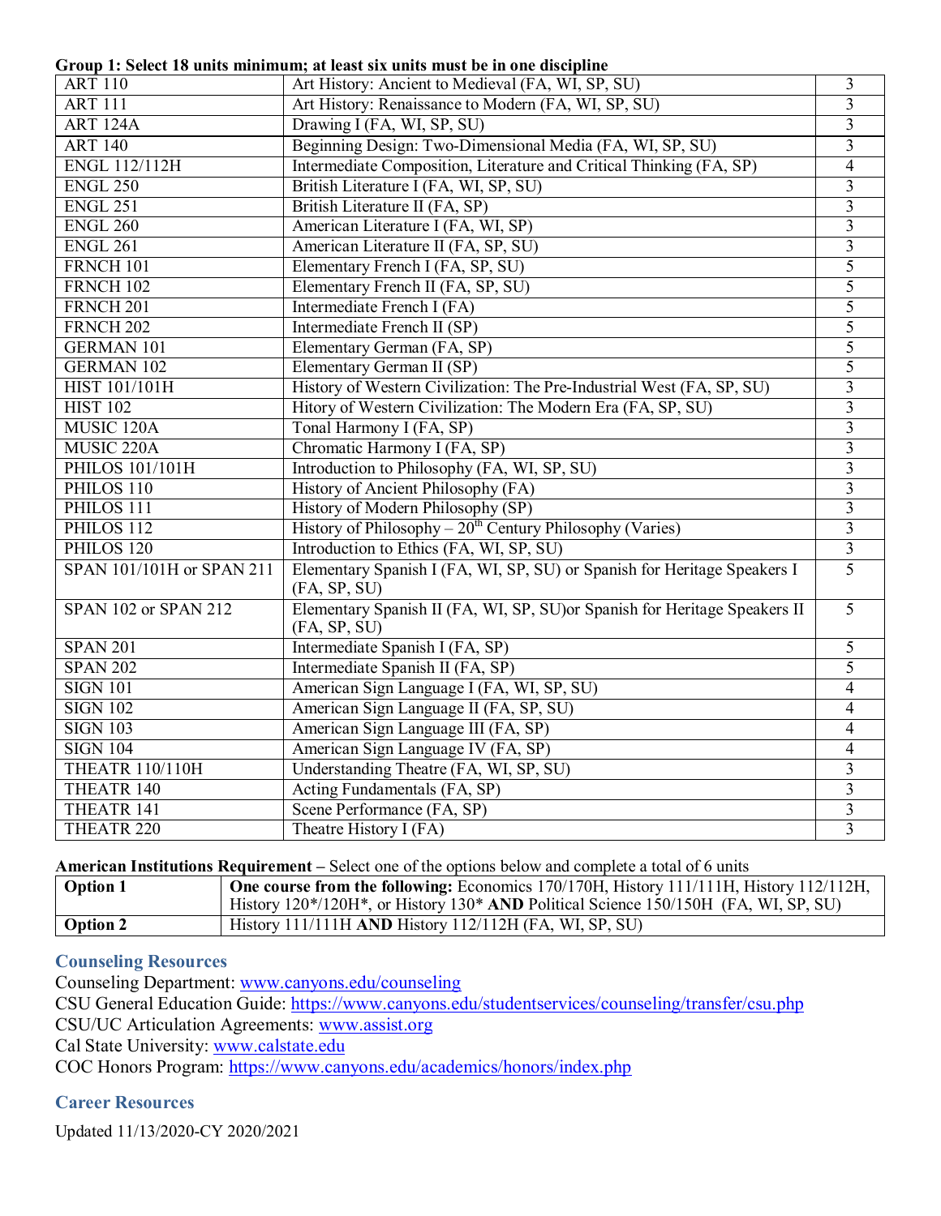**Group 1: Select 18 units minimum; at least six units must be in one discipline**

| | | |
|---|---|---|
| ART 110 | Art History: Ancient to Medieval (FA, WI, SP, SU) | 3 |
| ART 111 | Art History: Renaissance to Modern (FA, WI, SP, SU) | 3 |
| ART 124A | Drawing I (FA, WI, SP, SU) | 3 |
| ART 140 | Beginning Design: Two-Dimensional Media (FA, WI, SP, SU) | 3 |
| ENGL 112/112H | Intermediate Composition, Literature and Critical Thinking (FA, SP) | 4 |
| ENGL 250 | British Literature I (FA, WI, SP, SU) | 3 |
| ENGL 251 | British Literature II (FA, SP) | 3 |
| ENGL 260 | American Literature I (FA, WI, SP) | 3 |
| ENGL 261 | American Literature II (FA, SP, SU) | 3 |
| FRNCH 101 | Elementary French I (FA, SP, SU) | 5 |
| FRNCH 102 | Elementary French II (FA, SP, SU) | 5 |
| FRNCH 201 | Intermediate French I (FA) | 5 |
| FRNCH 202 | Intermediate French II (SP) | 5 |
| GERMAN 101 | Elementary German (FA, SP) | 5 |
| GERMAN 102 | Elementary German II (SP) | 5 |
| HIST 101/101H | History of Western Civilization: The Pre-Industrial West (FA, SP, SU) | 3 |
| HIST 102 | Hitory of Western Civilization: The Modern Era (FA, SP, SU) | 3 |
| MUSIC 120A | Tonal Harmony I (FA, SP) | 3 |
| MUSIC 220A | Chromatic Harmony I (FA, SP) | 3 |
| PHILOS 101/101H | Introduction to Philosophy (FA, WI, SP, SU) | 3 |
| PHILOS 110 | History of Ancient Philosophy (FA) | 3 |
| PHILOS 111 | History of Modern Philosophy (SP) | 3 |
| PHILOS 112 | History of Philosophy – 20th Century Philosophy (Varies) | 3 |
| PHILOS 120 | Introduction to Ethics (FA, WI, SP, SU) | 3 |
| SPAN 101/101H or SPAN 211 | Elementary Spanish I (FA, WI, SP, SU) or Spanish for Heritage Speakers I (FA, SP, SU) | 5 |
| SPAN 102 or SPAN 212 | Elementary Spanish II (FA, WI, SP, SU)or Spanish for Heritage Speakers II (FA, SP, SU) | 5 |
| SPAN 201 | Intermediate Spanish I (FA, SP) | 5 |
| SPAN 202 | Intermediate Spanish II (FA, SP) | 5 |
| SIGN 101 | American Sign Language I (FA, WI, SP, SU) | 4 |
| SIGN 102 | American Sign Language II (FA, SP, SU) | 4 |
| SIGN 103 | American Sign Language III (FA, SP) | 4 |
| SIGN 104 | American Sign Language IV (FA, SP) | 4 |
| THEATR 110/110H | Understanding Theatre (FA, WI, SP, SU) | 3 |
| THEATR 140 | Acting Fundamentals (FA, SP) | 3 |
| THEATR 141 | Scene Performance (FA, SP) | 3 |
| THEATR 220 | Theatre History I (FA) | 3 |

**American Institutions Requirement –** Select one of the options below and complete a total of 6 units

| | |
|---|---|
| **Option 1** | **One course from the following:** Economics 170/170H, History 111/111H, History 112/112H, History 120*/120H*, or History 130* **AND** Political Science 150/150H (FA, WI, SP, SU) |
| **Option 2** | History 111/111H **AND** History 112/112H (FA, WI, SP, SU) |

## Counseling Resources

Counseling Department: www.canyons.edu/counseling
CSU General Education Guide: https://www.canyons.edu/studentservices/counseling/transfer/csu.php
CSU/UC Articulation Agreements: www.assist.org
Cal State University: www.calstate.edu
COC Honors Program: https://www.canyons.edu/academics/honors/index.php

## Career Resources

Updated 11/13/2020-CY 2020/2021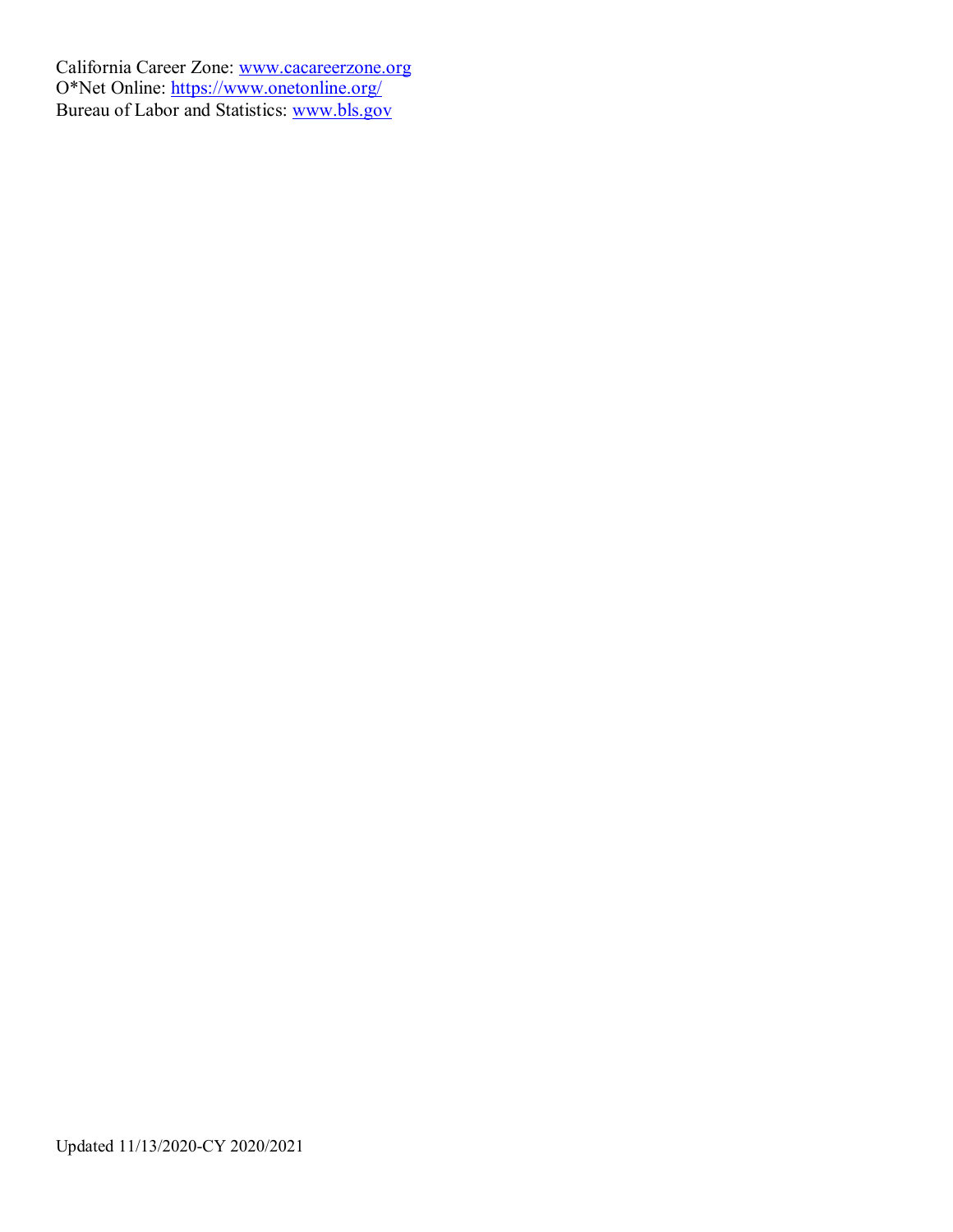California Career Zone: [www.cacareerzone.org](http://www.cacareerzone.org)
O*Net Online: [https://www.onetonline.org/](https://www.onetonline.org/)
Bureau of Labor and Statistics: [www.bls.gov](http://www.bls.gov)

Updated 11/13/2020-CY 2020/2021